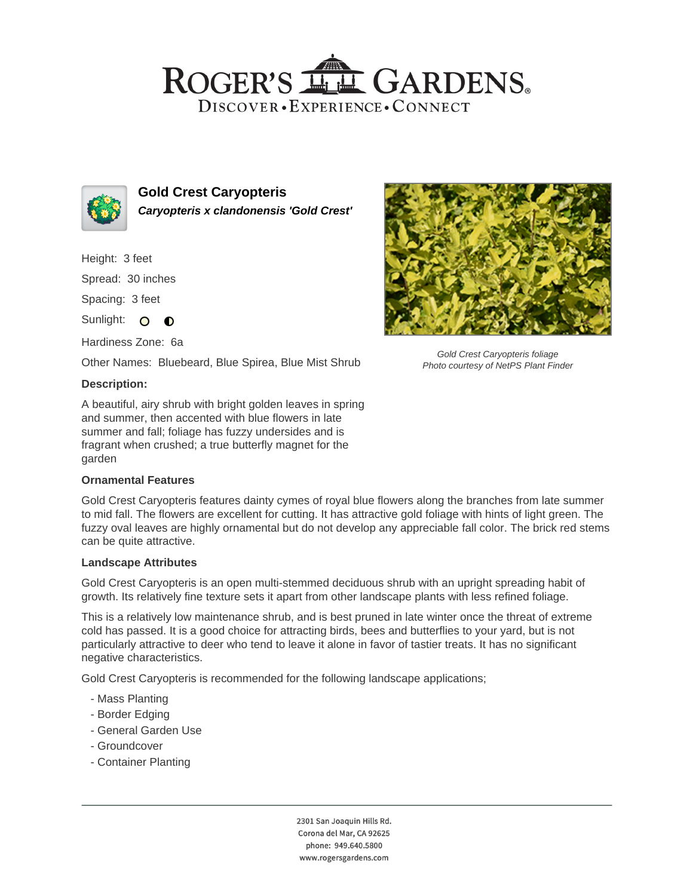# ROGER'S GARDENS

DISCOVER • EXPERIENCE • CONNECT

## Gold Crest Caryopteris

***Caryopteris x clandonensis 'Gold Crest'***

Height: 3 feet

Spread: 30 inches

Spacing: 3 feet

Sunlight:

Hardiness Zone: 6a

Other Names: Bluebeard, Blue Spirea, Blue Mist Shrub

Gold Crest Caryopteris foliage
Photo courtesy of NetPS Plant Finder

### Description:

A beautiful, airy shrub with bright golden leaves in spring and summer, then accented with blue flowers in late summer and fall; foliage has fuzzy undersides and is fragrant when crushed; a true butterfly magnet for the garden

### Ornamental Features

Gold Crest Caryopteris features dainty cymes of royal blue flowers along the branches from late summer to mid fall. The flowers are excellent for cutting. It has attractive gold foliage with hints of light green. The fuzzy oval leaves are highly ornamental but do not develop any appreciable fall color. The brick red stems can be quite attractive.

### Landscape Attributes

Gold Crest Caryopteris is an open multi-stemmed deciduous shrub with an upright spreading habit of growth. Its relatively fine texture sets it apart from other landscape plants with less refined foliage.

This is a relatively low maintenance shrub, and is best pruned in late winter once the threat of extreme cold has passed. It is a good choice for attracting birds, bees and butterflies to your yard, but is not particularly attractive to deer who tend to leave it alone in favor of tastier treats. It has no significant negative characteristics.

Gold Crest Caryopteris is recommended for the following landscape applications;

- Mass Planting
- Border Edging
- General Garden Use
- Groundcover
- Container Planting

2301 San Joaquin Hills Rd.
Corona del Mar, CA 92625
phone: 949.640.5800
www.rogersgardens.com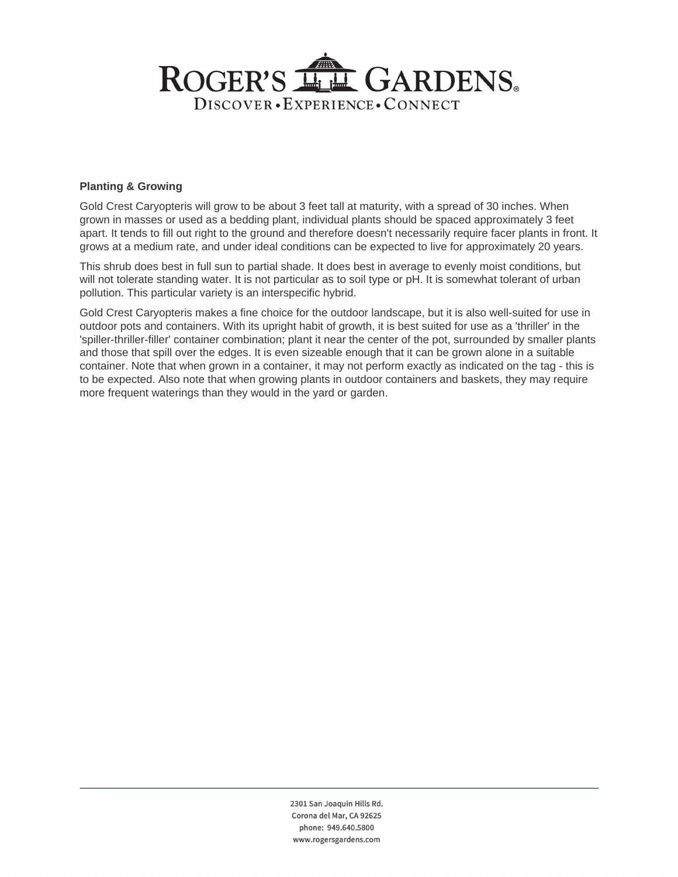## Planting & Growing

Gold Crest Caryopteris will grow to be about 3 feet tall at maturity, with a spread of 30 inches. When grown in masses or used as a bedding plant, individual plants should be spaced approximately 3 feet apart. It tends to fill out right to the ground and therefore doesn't necessarily require facer plants in front. It grows at a medium rate, and under ideal conditions can be expected to live for approximately 20 years.

This shrub does best in full sun to partial shade. It does best in average to evenly moist conditions, but will not tolerate standing water. It is not particular as to soil type or pH. It is somewhat tolerant of urban pollution. This particular variety is an interspecific hybrid.

Gold Crest Caryopteris makes a fine choice for the outdoor landscape, but it is also well-suited for use in outdoor pots and containers. With its upright habit of growth, it is best suited for use as a 'thriller' in the 'spiller-thriller-filler' container combination; plant it near the center of the pot, surrounded by smaller plants and those that spill over the edges. It is even sizeable enough that it can be grown alone in a suitable container. Note that when grown in a container, it may not perform exactly as indicated on the tag - this is to be expected. Also note that when growing plants in outdoor containers and baskets, they may require more frequent waterings than they would in the yard or garden.